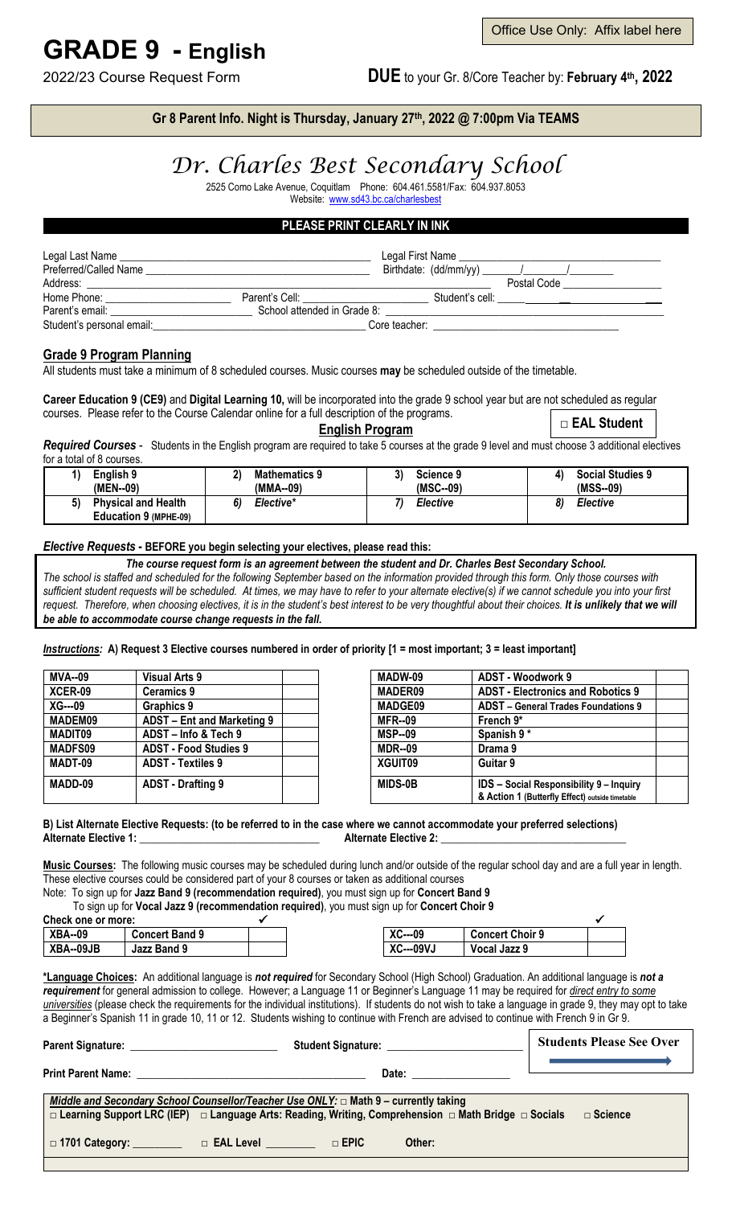Office Use Only: Affix label here

# GRADE 9 - English

2022/23 Course Request Form **DUE** to your Gr. 8/Core Teacher by: **February 4th, 2022**

**Gr 8 Parent Info. Night is Thursday, January 27th, 2022 @ 7:00pm Via TEAMS**

# Dr. Charles Best Secondary School

2525 Como Lake Avenue, Coquitlam Phone: 604.461.5581/Fax: 604.937.8053
Website: www.sd43.bc.ca/charlesbest

**PLEASE PRINT CLEARLY IN INK**

Legal Last Name ____________________ Legal First Name ____________________
Preferred/Called Name ____________________ Birthdate: (dd/mm/yy) ____/____/____
Address: ____________________ Postal Code ____________
Home Phone: ____________ Parent's Cell: ____________ Student's cell: ____________
Parent's email: ____________ School attended in Grade 8: ____________
Student's personal email: ____________ Core teacher: ____________

## Grade 9 Program Planning

All students must take a minimum of 8 scheduled courses. Music courses **may** be scheduled outside of the timetable.

**Career Education 9 (CE9)** and **Digital Learning 10,** will be incorporated into the grade 9 school year but are not scheduled as regular courses. Please refer to the Course Calendar online for a full description of the programs.

**English Program** □ **EAL Student**

***Required Courses*** - Students in the English program are required to take 5 courses at the grade 9 level and must choose 3 additional electives for a total of 8 courses.

| | | | |
|---|---|---|---|
| **1) English 9 (MEN--09)** | **2) Mathematics 9 (MMA--09)** | **3) Science 9 (MSC--09)** | **4) Social Studies 9 (MSS--09)** |
| **5) Physical and Health Education 9 (MPHE-09)** | ***6) Elective**** | ***7) Elective*** | ***8) Elective*** |

***Elective Requests* - BEFORE you begin selecting your electives, please read this:**

***The course request form is an agreement between the student and Dr. Charles Best Secondary School.***
*The school is staffed and scheduled for the following September based on the information provided through this form. Only those courses with sufficient student requests will be scheduled. At times, we may have to refer to your alternate elective(s) if we cannot schedule you into your first request. Therefore, when choosing electives, it is in the student's best interest to be very thoughtful about their choices.* ***It is unlikely that we will be able to accommodate course change requests in the fall.***

***Instructions:*** **A) Request 3 Elective courses numbered in order of priority [1 = most important; 3 = least important]**

| Code | Course | | Code | Course | |
|---|---|---|---|---|---|
| **MVA--09** | **Visual Arts 9** | | **MADW-09** | **ADST - Woodwork 9** | |
| **XCER-09** | **Ceramics 9** | | **MADER09** | **ADST - Electronics and Robotics 9** | |
| **XG---09** | **Graphics 9** | | **MADGE09** | **ADST – General Trades Foundations 9** | |
| **MADEM09** | **ADST – Ent and Marketing 9** | | **MFR--09** | **French 9*** | |
| **MADIT09** | **ADST – Info & Tech 9** | | **MSP--09** | **Spanish 9 *** | |
| **MADFS09** | **ADST - Food Studies 9** | | **MDR--09** | **Drama 9** | |
| **MADT-09** | **ADST - Textiles 9** | | **XGUIT09** | **Guitar 9** | |
| **MADD-09** | **ADST - Drafting 9** | | **MIDS-0B** | **IDS – Social Responsibility 9 – Inquiry & Action 1 (Butterfly Effect) outside timetable** | |

**B) List Alternate Elective Requests: (to be referred to in the case where we cannot accommodate your preferred selections)**
**Alternate Elective 1:** ____________________ **Alternate Elective 2:** ____________________

**Music Courses:** The following music courses may be scheduled during lunch and/or outside of the regular school day and are a full year in length. These elective courses could be considered part of your 8 courses or taken as additional courses
Note: To sign up for **Jazz Band 9 (recommendation required)**, you must sign up for **Concert Band 9**
To sign up for **Vocal Jazz 9 (recommendation required)**, you must sign up for **Concert Choir 9**

**Check one or more:**

| Code | Course | ✓ | Code | Course | ✓ |
|---|---|---|---|---|---|
| **XBA--09** | **Concert Band 9** | | **XC---09** | **Concert Choir 9** | |
| **XBA--09JB** | **Jazz Band 9** | | **XC---09VJ** | **Vocal Jazz 9** | |

**\*Language Choices:** An additional language is ***not required*** for Secondary School (High School) Graduation. An additional language is ***not a requirement*** for general admission to college. However; a Language 11 or Beginner's Language 11 may be required for *direct entry to some universities* (please check the requirements for the individual institutions). If students do not wish to take a language in grade 9, they may opt to take a Beginner's Spanish 11 in grade 10, 11 or 12. Students wishing to continue with French are advised to continue with French 9 in Gr 9.

**Parent Signature:** ____________________ **Student Signature:** ____________________ **Students Please See Over**

**Print Parent Name:** ____________________ **Date:** ____________

***Middle and Secondary School Counsellor/Teacher Use ONLY:*** **□ Math 9 – currently taking**
**□ Learning Support LRC (IEP) □ Language Arts: Reading, Writing, Comprehension □ Math Bridge □ Socials □ Science**

**□ 1701 Category:** ________ **□ EAL Level** ________ **□ EPIC Other:**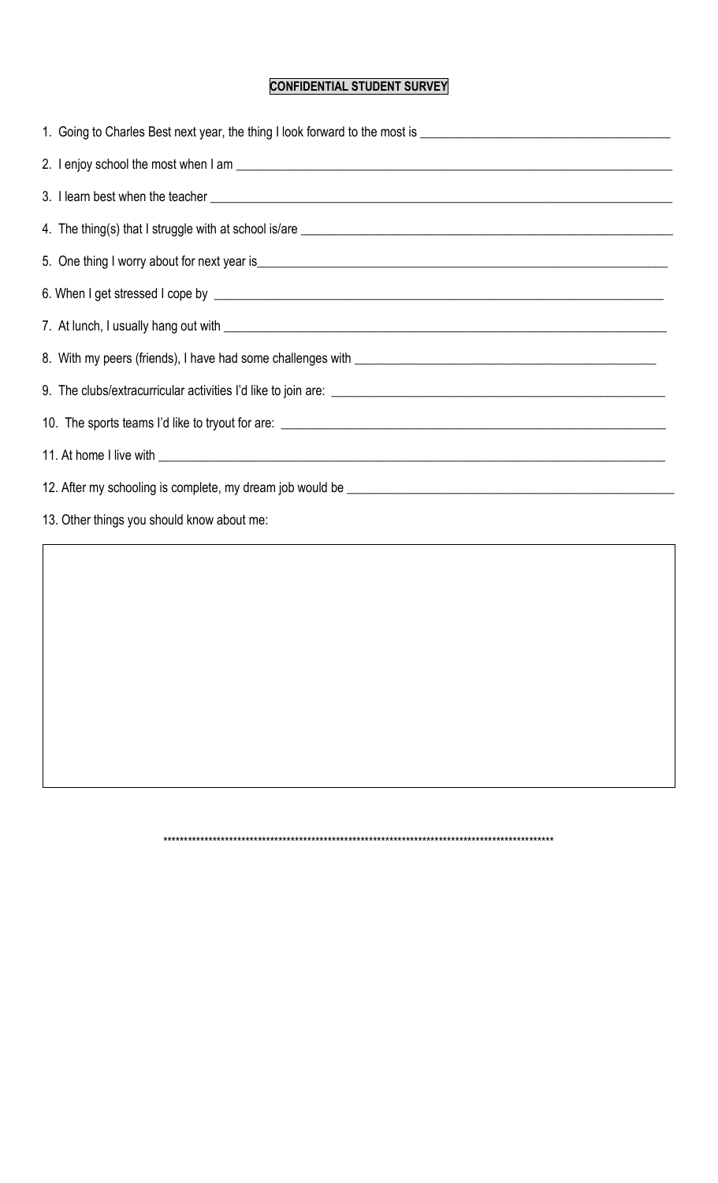**CONFIDENTIAL STUDENT SURVEY**

1. Going to Charles Best next year, the thing I look forward to the most is ______________________________________
2. I enjoy school the most when I am ______________________________________________________________________
3. I learn best when the teacher __________________________________________________________________________
4. The thing(s) that I struggle with at school is/are ____________________________________________________________
5. One thing I worry about for next year is__________________________________________________________________
6. When I get stressed I cope by _________________________________________________________________________
7. At lunch, I usually hang out with _______________________________________________________________________
8. With my peers (friends), I have had some challenges with ______________________________________________
9. The clubs/extracurricular activities I'd like to join are: ______________________________________________________
10. The sports teams I'd like to tryout for are: ______________________________________________________________
11. At home I live with ________________________________________________________________________________
12. After my schooling is complete, my dream job would be ____________________________________________________
13. Other things you should know about me:

| |
|---|
| |

************************************************************************************************